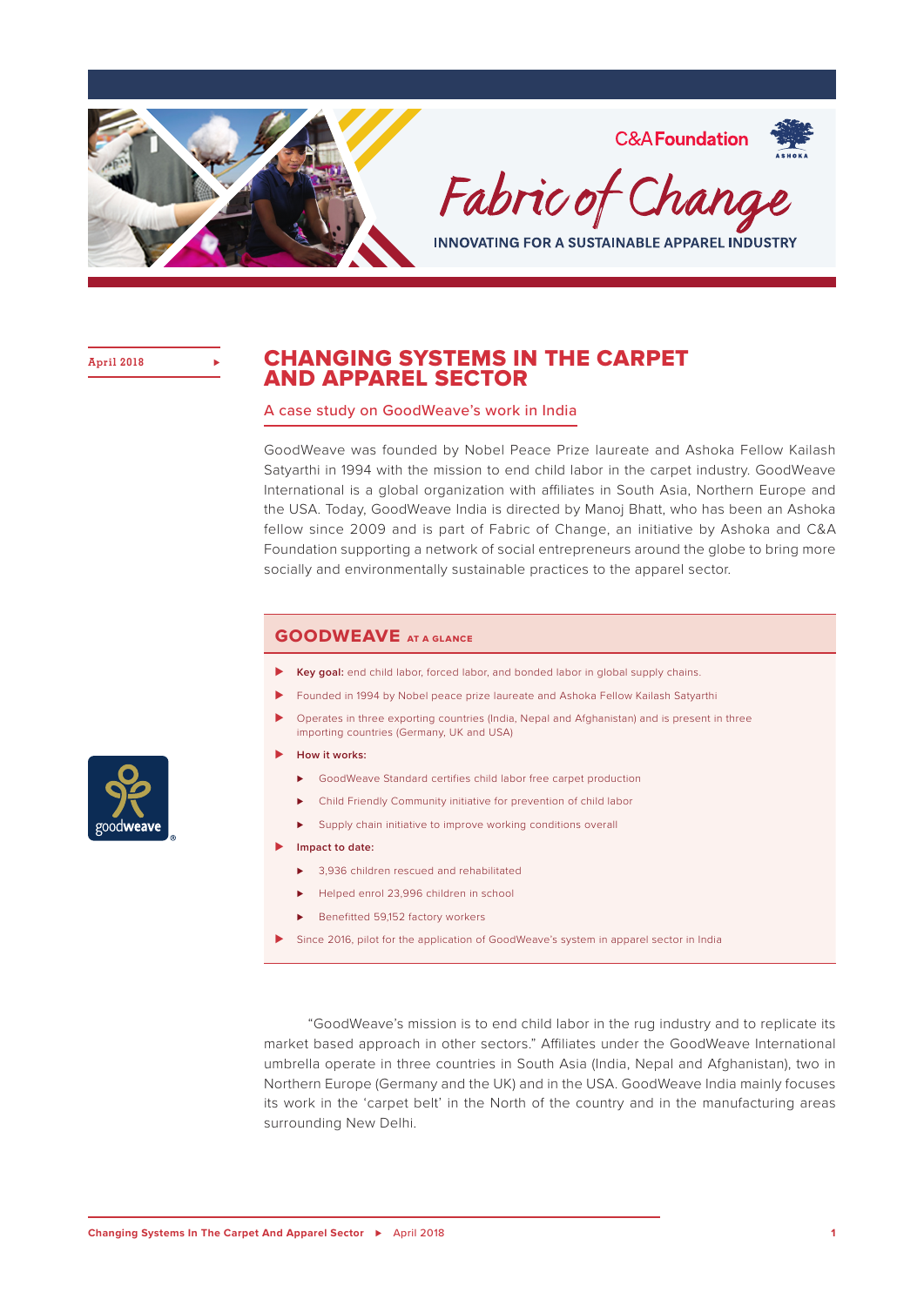C&A Foundation

Fabric of Change

INNOVATING FOR A SUSTAINABLE APPAREL INDUSTRY

April 2018

# CHANGING SYSTEMS IN THE CARPET AND APPAREL SECTOR

## A case study on GoodWeave's work in India

GoodWeave was founded by Nobel Peace Prize laureate and Ashoka Fellow Kailash Satyarthi in 1994 with the mission to end child labor in the carpet industry. GoodWeave International is a global organization with affiliates in South Asia, Northern Europe and the USA. Today, GoodWeave India is directed by Manoj Bhatt, who has been an Ashoka fellow since 2009 and is part of Fabric of Change, an initiative by Ashoka and C&A Foundation supporting a network of social entrepreneurs around the globe to bring more socially and environmentally sustainable practices to the apparel sector.

### GOODWEAVE AT A GLANCE

- **Key goal:** end child labor, forced labor, and bonded labor in global supply chains.
- Founded in 1994 by Nobel peace prize laureate and Ashoka Fellow Kailash Satyarthi
- Operates in three exporting countries (India, Nepal and Afghanistan) and is present in three importing countries (Germany, UK and USA)
- How it works:
  - GoodWeave Standard certifies child labor free carpet production
  - Child Friendly Community initiative for prevention of child labor
  - Supply chain initiative to improve working conditions overall
- Impact to date:
  - 3,936 children rescued and rehabilitated
  - Helped enrol 23,996 children in school
  - Benefitted 59,152 factory workers
- Since 2016, pilot for the application of GoodWeave's system in apparel sector in India

"GoodWeave's mission is to end child labor in the rug industry and to replicate its market based approach in other sectors." Affiliates under the GoodWeave International umbrella operate in three countries in South Asia (India, Nepal and Afghanistan), two in Northern Europe (Germany and the UK) and in the USA. GoodWeave India mainly focuses its work in the 'carpet belt' in the North of the country and in the manufacturing areas surrounding New Delhi.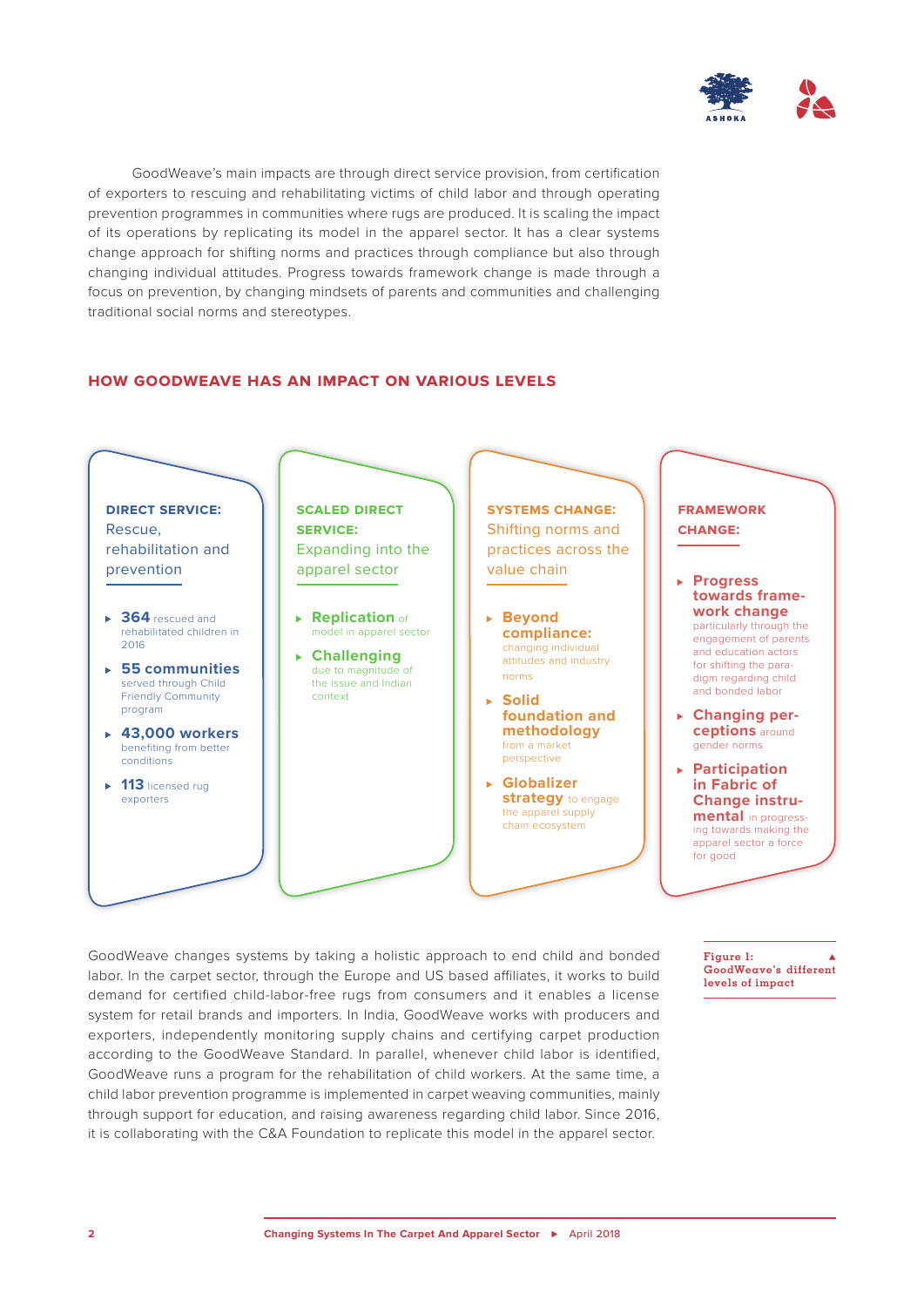GoodWeave's main impacts are through direct service provision, from certification of exporters to rescuing and rehabilitating victims of child labor and through operating prevention programmes in communities where rugs are produced. It is scaling the impact of its operations by replicating its model in the apparel sector. It has a clear systems change approach for shifting norms and practices through compliance but also through changing individual attitudes. Progress towards framework change is made through a focus on prevention, by changing mindsets of parents and communities and challenging traditional social norms and stereotypes.

## HOW GOODWEAVE HAS AN IMPACT ON VARIOUS LEVELS

**DIRECT SERVICE:** Rescue, rehabilitation and prevention

- **364** rescued and rehabilitated children in 2016
- **55 communities** served through Child Friendly Community program
- **43,000 workers** benefiting from better conditions
- **113** licensed rug exporters

**SCALED DIRECT SERVICE:** Expanding into the apparel sector

- **Replication** of model in apparel sector
- **Challenging** due to magnitude of the issue and Indian context

**SYSTEMS CHANGE:** Shifting norms and practices across the value chain

- **Beyond compliance:** changing individual attitudes and industry norms
- **Solid foundation and methodology** from a market perspective
- **Globalizer strategy** to engage the apparel supply chain ecosystem

**FRAMEWORK CHANGE:**

- **Progress towards framework change** particularly through the engagement of parents and education actors for shifting the paradigm regarding child and bonded labor
- **Changing perceptions** around gender norms
- **Participation in Fabric of Change instrumental** in progressing towards making the apparel sector a force for good

**Figure 1: GoodWeave's different levels of impact**

GoodWeave changes systems by taking a holistic approach to end child and bonded labor. In the carpet sector, through the Europe and US based affiliates, it works to build demand for certified child-labor-free rugs from consumers and it enables a license system for retail brands and importers. In India, GoodWeave works with producers and exporters, independently monitoring supply chains and certifying carpet production according to the GoodWeave Standard. In parallel, whenever child labor is identified, GoodWeave runs a program for the rehabilitation of child workers. At the same time, a child labor prevention programme is implemented in carpet weaving communities, mainly through support for education, and raising awareness regarding child labor. Since 2016, it is collaborating with the C&A Foundation to replicate this model in the apparel sector.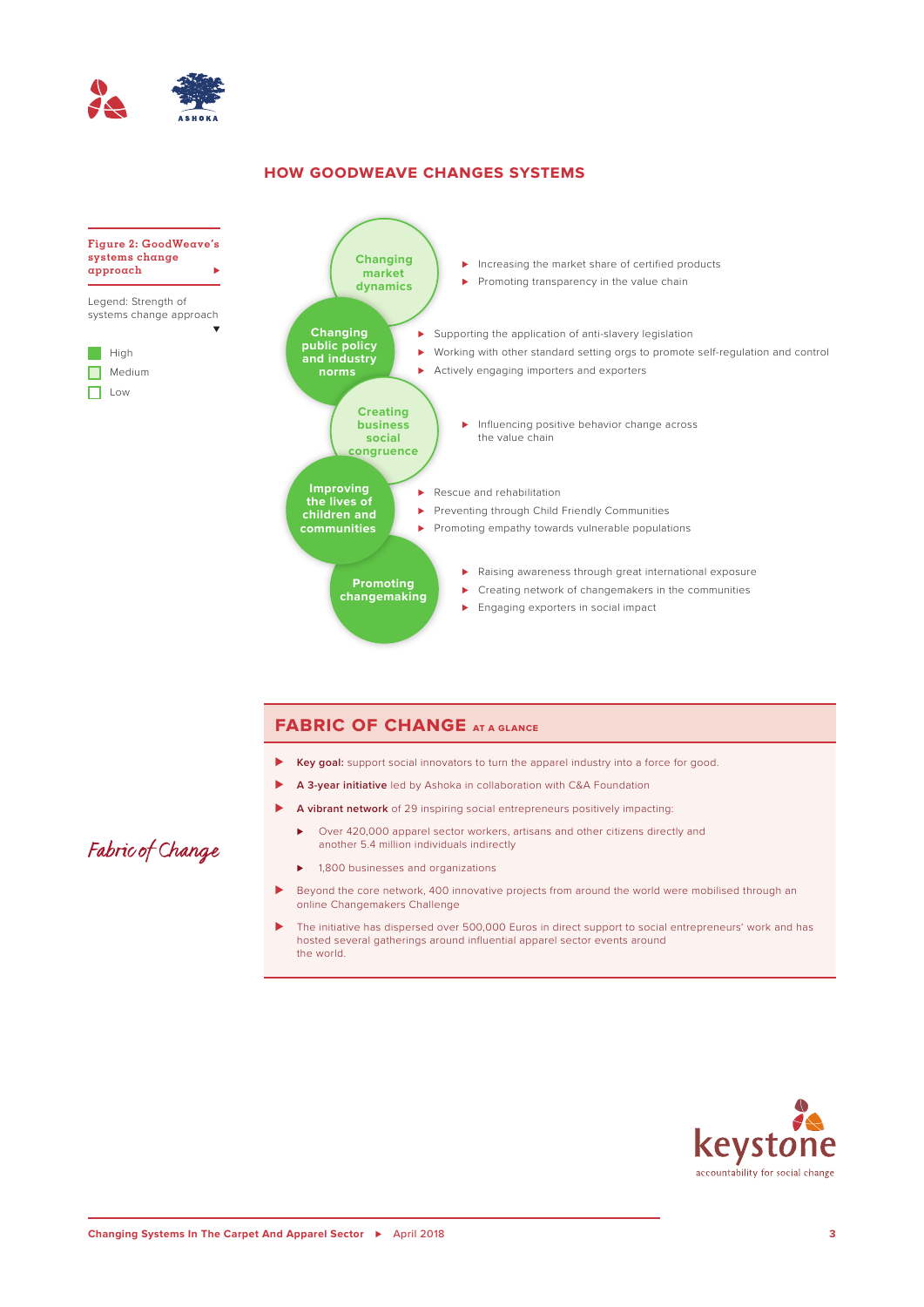## HOW GOODWEAVE CHANGES SYSTEMS

**Figure 2: GoodWeave's systems change approach**

Legend: Strength of systems change approach

- High
- Medium
- Low

**Changing market dynamics**

- Increasing the market share of certified products
- Promoting transparency in the value chain

**Changing public policy and industry norms**

- Supporting the application of anti-slavery legislation
- Working with other standard setting orgs to promote self-regulation and control
- Actively engaging importers and exporters

**Creating business social congruence**

- Influencing positive behavior change across the value chain

**Improving the lives of children and communities**

- Rescue and rehabilitation
- Preventing through Child Friendly Communities
- Promoting empathy towards vulnerable populations

**Promoting changemaking**

- Raising awareness through great international exposure
- Creating network of changemakers in the communities
- Engaging exporters in social impact

## FABRIC OF CHANGE AT A GLANCE

*Fabric of Change*

- **Key goal:** support social innovators to turn the apparel industry into a force for good.
- **A 3-year initiative** led by Ashoka in collaboration with C&A Foundation
- **A vibrant network** of 29 inspiring social entrepreneurs positively impacting:
  - Over 420,000 apparel sector workers, artisans and other citizens directly and another 5.4 million individuals indirectly
  - 1,800 businesses and organizations
- Beyond the core network, 400 innovative projects from around the world were mobilised through an online Changemakers Challenge
- The initiative has dispersed over 500,000 Euros in direct support to social entrepreneurs' work and has hosted several gatherings around influential apparel sector events around the world.

keystone
accountability for social change